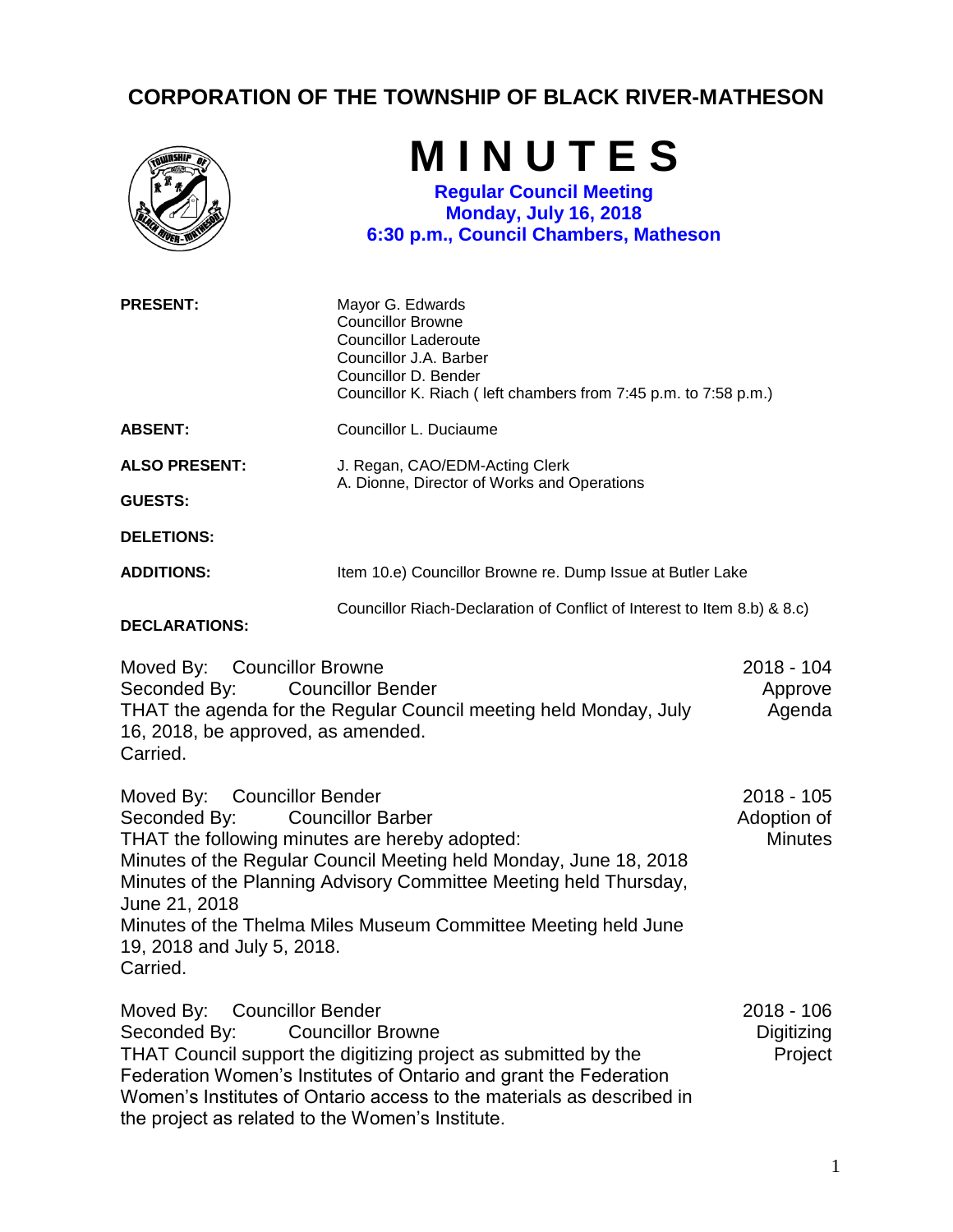# CORPORATION OF THE TOWNSHIP OF BLACK RIVER-MATHESON

# M I N U T E S

**Regular Council Meeting**
**Monday, July 16, 2018**
**6:30 p.m., Council Chambers, Matheson**

**PRESENT:**
Mayor G. Edwards
Councillor Browne
Councillor Laderoute
Councillor J.A. Barber
Councillor D. Bender
Councillor K. Riach ( left chambers from 7:45 p.m. to 7:58 p.m.)

**ABSENT:** Councillor L. Duciaume

**ALSO PRESENT:**
J. Regan, CAO/EDM-Acting Clerk
A. Dionne, Director of Works and Operations

**GUESTS:**

**DELETIONS:**

**ADDITIONS:** Item 10.e) Councillor Browne re. Dump Issue at Butler Lake

**DECLARATIONS:** Councillor Riach-Declaration of Conflict of Interest to Item 8.b) & 8.c)

Moved By: Councillor Browne
Seconded By: Councillor Bender
THAT the agenda for the Regular Council meeting held Monday, July 16, 2018, be approved, as amended.
Carried.

2018 - 104 Approve Agenda

Moved By: Councillor Bender
Seconded By: Councillor Barber
THAT the following minutes are hereby adopted:
Minutes of the Regular Council Meeting held Monday, June 18, 2018
Minutes of the Planning Advisory Committee Meeting held Thursday, June 21, 2018
Minutes of the Thelma Miles Museum Committee Meeting held June 19, 2018 and July 5, 2018.
Carried.

2018 - 105 Adoption of Minutes

Moved By: Councillor Bender
Seconded By: Councillor Browne
THAT Council support the digitizing project as submitted by the Federation Women's Institutes of Ontario and grant the Federation Women's Institutes of Ontario access to the materials as described in the project as related to the Women's Institute.

2018 - 106 Digitizing Project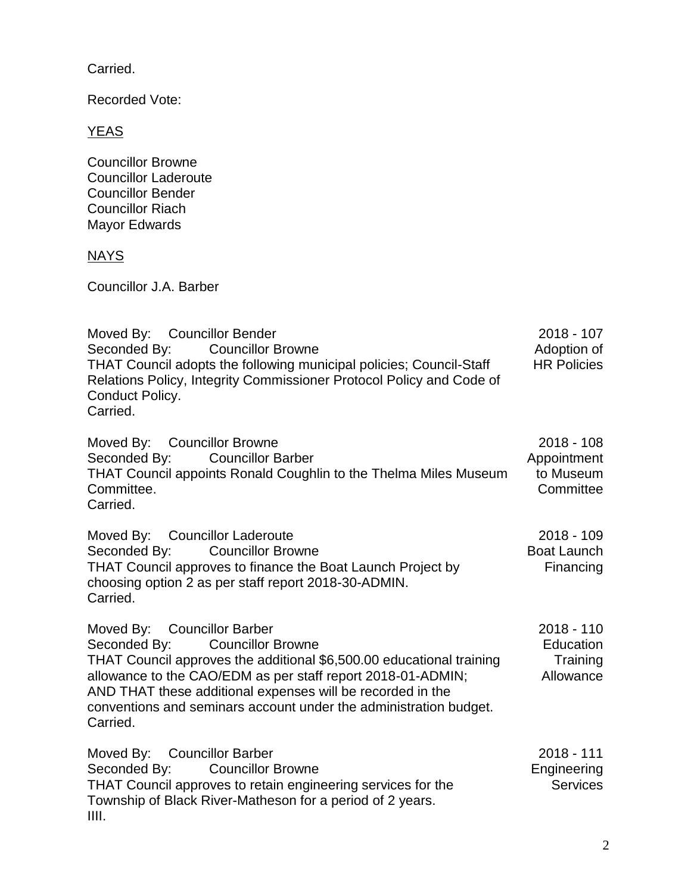Carried.

Recorded Vote:

<u>YEAS</u>

Councillor Browne  
Councillor Laderoute  
Councillor Bender  
Councillor Riach  
Mayor Edwards

<u>NAYS</u>

Councillor J.A. Barber

**2018 - 107 Adoption of HR Policies**

Moved By: Councillor Bender  
Seconded By: Councillor Browne  
THAT Council adopts the following municipal policies; Council-Staff Relations Policy, Integrity Commissioner Protocol Policy and Code of Conduct Policy.  
Carried.

**2018 - 108 Appointment to Museum Committee**

Moved By: Councillor Browne  
Seconded By: Councillor Barber  
THAT Council appoints Ronald Coughlin to the Thelma Miles Museum Committee.  
Carried.

**2018 - 109 Boat Launch Financing**

Moved By: Councillor Laderoute  
Seconded By: Councillor Browne  
THAT Council approves to finance the Boat Launch Project by choosing option 2 as per staff report 2018-30-ADMIN.  
Carried.

**2018 - 110 Education Training Allowance**

Moved By: Councillor Barber  
Seconded By: Councillor Browne  
THAT Council approves the additional $6,500.00 educational training allowance to the CAO/EDM as per staff report 2018-01-ADMIN;  
AND THAT these additional expenses will be recorded in the conventions and seminars account under the administration budget.  
Carried.

**2018 - 111 Engineering Services**

Moved By: Councillor Barber  
Seconded By: Councillor Browne  
THAT Council approves to retain engineering services for the Township of Black River-Matheson for a period of 2 years.  
IIII.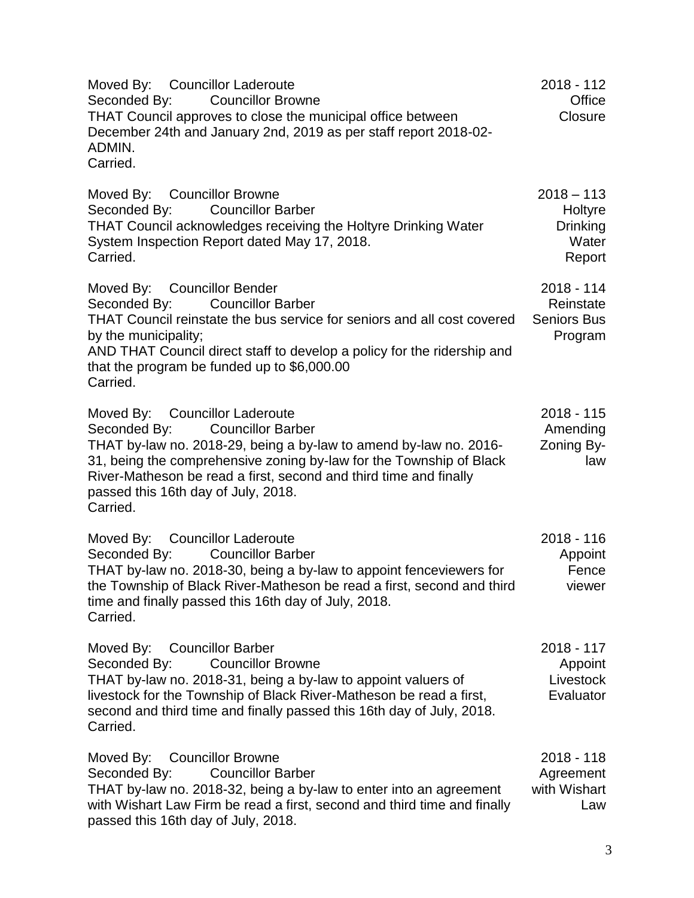Moved By: Councillor Laderoute
Seconded By: Councillor Browne
THAT Council approves to close the municipal office between December 24th and January 2nd, 2019 as per staff report 2018-02-ADMIN.
Carried.

**2018 - 112 Office Closure**

Moved By: Councillor Browne
Seconded By: Councillor Barber
THAT Council acknowledges receiving the Holtyre Drinking Water System Inspection Report dated May 17, 2018.
Carried.

**2018 – 113 Holtyre Drinking Water Report**

Moved By: Councillor Bender
Seconded By: Councillor Barber
THAT Council reinstate the bus service for seniors and all cost covered by the municipality;
AND THAT Council direct staff to develop a policy for the ridership and that the program be funded up to $6,000.00
Carried.

**2018 - 114 Reinstate Seniors Bus Program**

Moved By: Councillor Laderoute
Seconded By: Councillor Barber
THAT by-law no. 2018-29, being a by-law to amend by-law no. 2016-31, being the comprehensive zoning by-law for the Township of Black River-Matheson be read a first, second and third time and finally passed this 16th day of July, 2018.
Carried.

**2018 - 115 Amending Zoning By-law**

Moved By: Councillor Laderoute
Seconded By: Councillor Barber
THAT by-law no. 2018-30, being a by-law to appoint fenceviewers for the Township of Black River-Matheson be read a first, second and third time and finally passed this 16th day of July, 2018.
Carried.

**2018 - 116 Appoint Fence viewer**

Moved By: Councillor Barber
Seconded By: Councillor Browne
THAT by-law no. 2018-31, being a by-law to appoint valuers of livestock for the Township of Black River-Matheson be read a first, second and third time and finally passed this 16th day of July, 2018.
Carried.

**2018 - 117 Appoint Livestock Evaluator**

Moved By: Councillor Browne
Seconded By: Councillor Barber
THAT by-law no. 2018-32, being a by-law to enter into an agreement with Wishart Law Firm be read a first, second and third time and finally passed this 16th day of July, 2018.

**2018 - 118 Agreement with Wishart Law**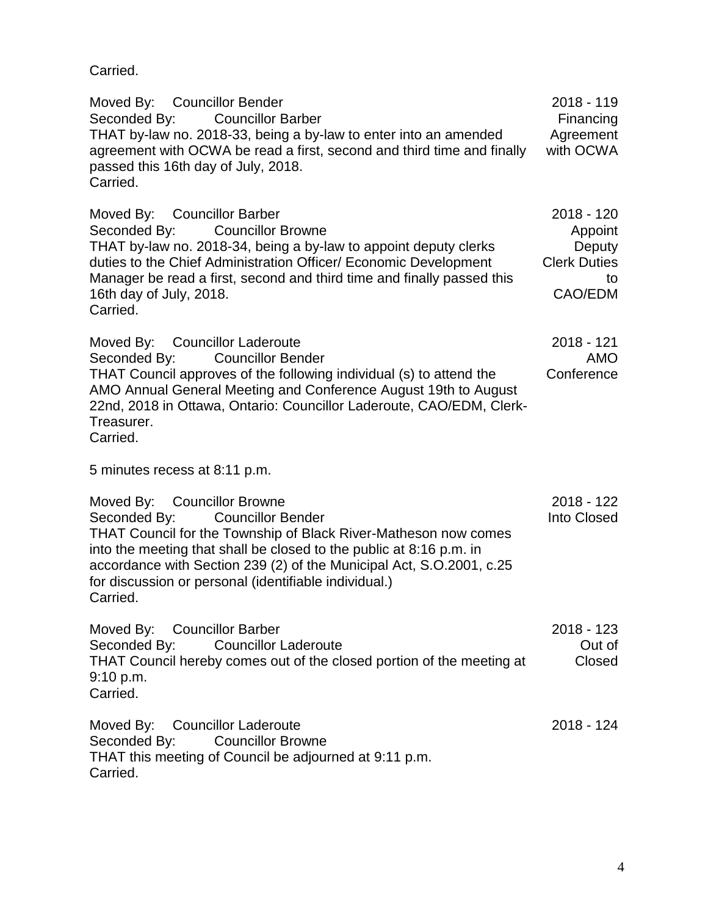Carried.

Moved By: Councillor Bender
Seconded By: Councillor Barber
THAT by-law no. 2018-33, being a by-law to enter into an amended agreement with OCWA be read a first, second and third time and finally passed this 16th day of July, 2018.
Carried.

2018 - 119
Financing Agreement with OCWA

Moved By: Councillor Barber
Seconded By: Councillor Browne
THAT by-law no. 2018-34, being a by-law to appoint deputy clerks duties to the Chief Administration Officer/ Economic Development Manager be read a first, second and third time and finally passed this 16th day of July, 2018.
Carried.

2018 - 120
Appoint Deputy Clerk Duties to CAO/EDM

Moved By: Councillor Laderoute
Seconded By: Councillor Bender
THAT Council approves of the following individual (s) to attend the AMO Annual General Meeting and Conference August 19th to August 22nd, 2018 in Ottawa, Ontario: Councillor Laderoute, CAO/EDM, Clerk-Treasurer.
Carried.

2018 - 121
AMO Conference

5 minutes recess at 8:11 p.m.

Moved By: Councillor Browne
Seconded By: Councillor Bender
THAT Council for the Township of Black River-Matheson now comes into the meeting that shall be closed to the public at 8:16 p.m. in accordance with Section 239 (2) of the Municipal Act, S.O.2001, c.25 for discussion or personal (identifiable individual.)
Carried.

2018 - 122
Into Closed

Moved By: Councillor Barber
Seconded By: Councillor Laderoute
THAT Council hereby comes out of the closed portion of the meeting at 9:10 p.m.
Carried.

2018 - 123
Out of Closed

Moved By: Councillor Laderoute
Seconded By: Councillor Browne
THAT this meeting of Council be adjourned at 9:11 p.m.
Carried.

2018 - 124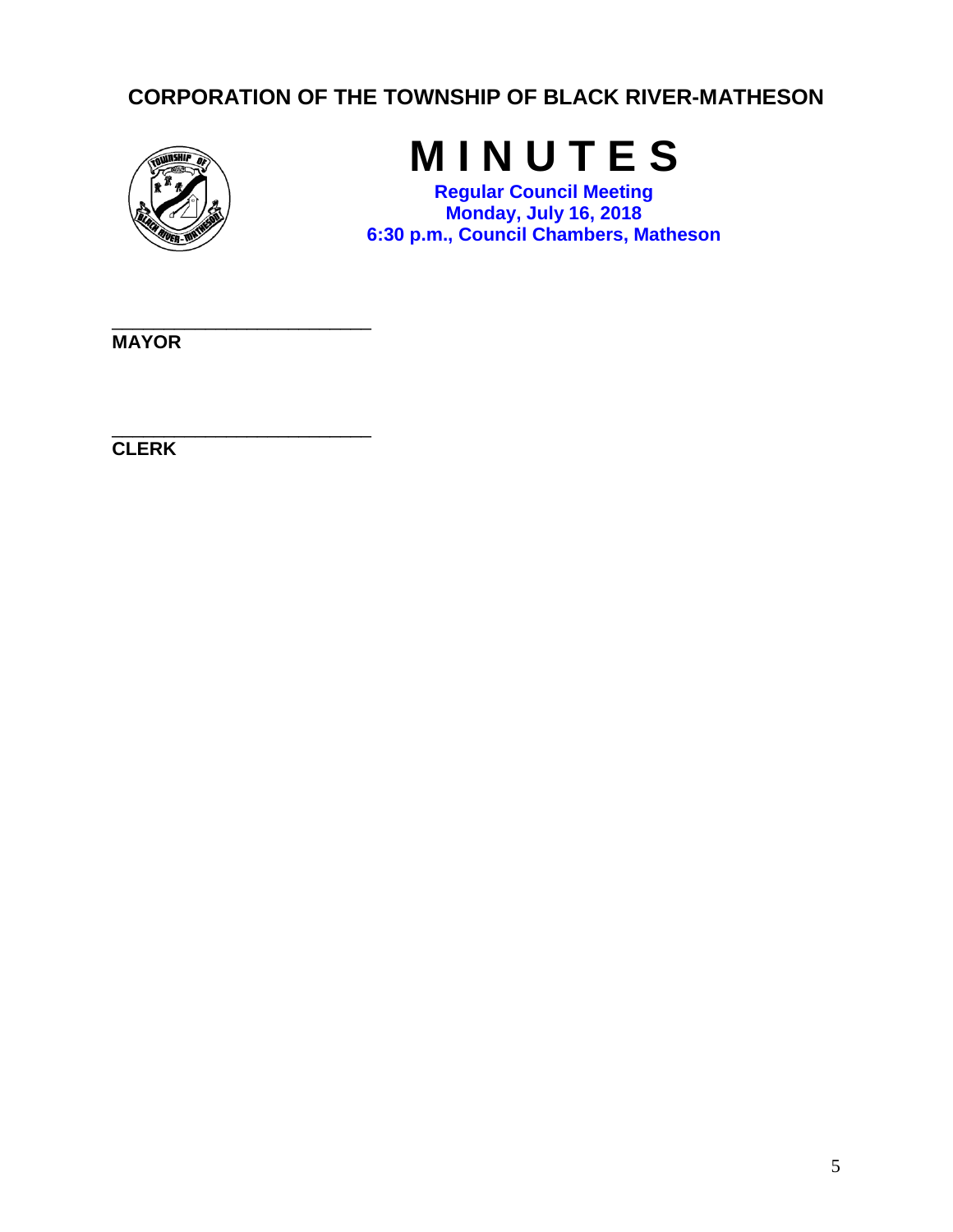**CORPORATION OF THE TOWNSHIP OF BLACK RIVER-MATHESON**

# M I N U T E S

**Regular Council Meeting**
**Monday, July 16, 2018**
**6:30 p.m., Council Chambers, Matheson**

\_\_\_\_\_\_\_\_\_\_\_\_\_\_\_\_\_\_\_\_\_\_\_\_\_\_\_\_
**MAYOR**

\_\_\_\_\_\_\_\_\_\_\_\_\_\_\_\_\_\_\_\_\_\_\_\_\_\_\_\_
**CLERK**